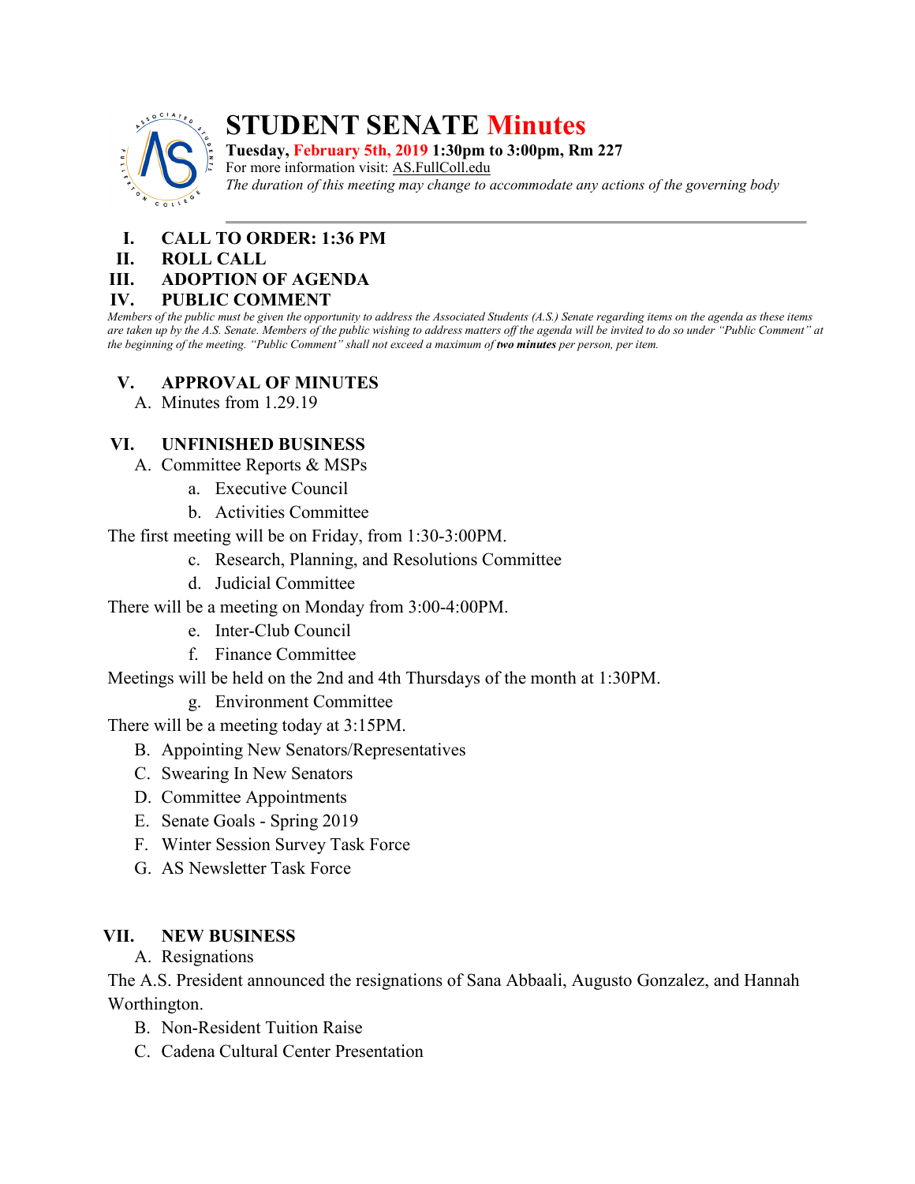# STUDENT SENATE Minutes

**Tuesday, February 5th, 2019 1:30pm to 3:00pm, Rm 227**
For more information visit: AS.FullColl.edu
*The duration of this meeting may change to accommodate any actions of the governing body*

---

## I. CALL TO ORDER: 1:36 PM

## II. ROLL CALL

## III. ADOPTION OF AGENDA

## IV. PUBLIC COMMENT

*Members of the public must be given the opportunity to address the Associated Students (A.S.) Senate regarding items on the agenda as these items are taken up by the A.S. Senate. Members of the public wishing to address matters off the agenda will be invited to do so under "Public Comment" at the beginning of the meeting. "Public Comment" shall not exceed a maximum of* ***two minutes*** *per person, per item.*

## V. APPROVAL OF MINUTES

A. Minutes from 1.29.19

## VI. UNFINISHED BUSINESS

A. Committee Reports & MSPs

- a. Executive Council
- b. Activities Committee

The first meeting will be on Friday, from 1:30-3:00PM.

- c. Research, Planning, and Resolutions Committee
- d. Judicial Committee

There will be a meeting on Monday from 3:00-4:00PM.

- e. Inter-Club Council
- f. Finance Committee

Meetings will be held on the 2nd and 4th Thursdays of the month at 1:30PM.

- g. Environment Committee

There will be a meeting today at 3:15PM.

B. Appointing New Senators/Representatives

C. Swearing In New Senators

D. Committee Appointments

E. Senate Goals - Spring 2019

F. Winter Session Survey Task Force

G. AS Newsletter Task Force

## VII. NEW BUSINESS

A. Resignations

The A.S. President announced the resignations of Sana Abbaali, Augusto Gonzalez, and Hannah Worthington.

B. Non-Resident Tuition Raise

C. Cadena Cultural Center Presentation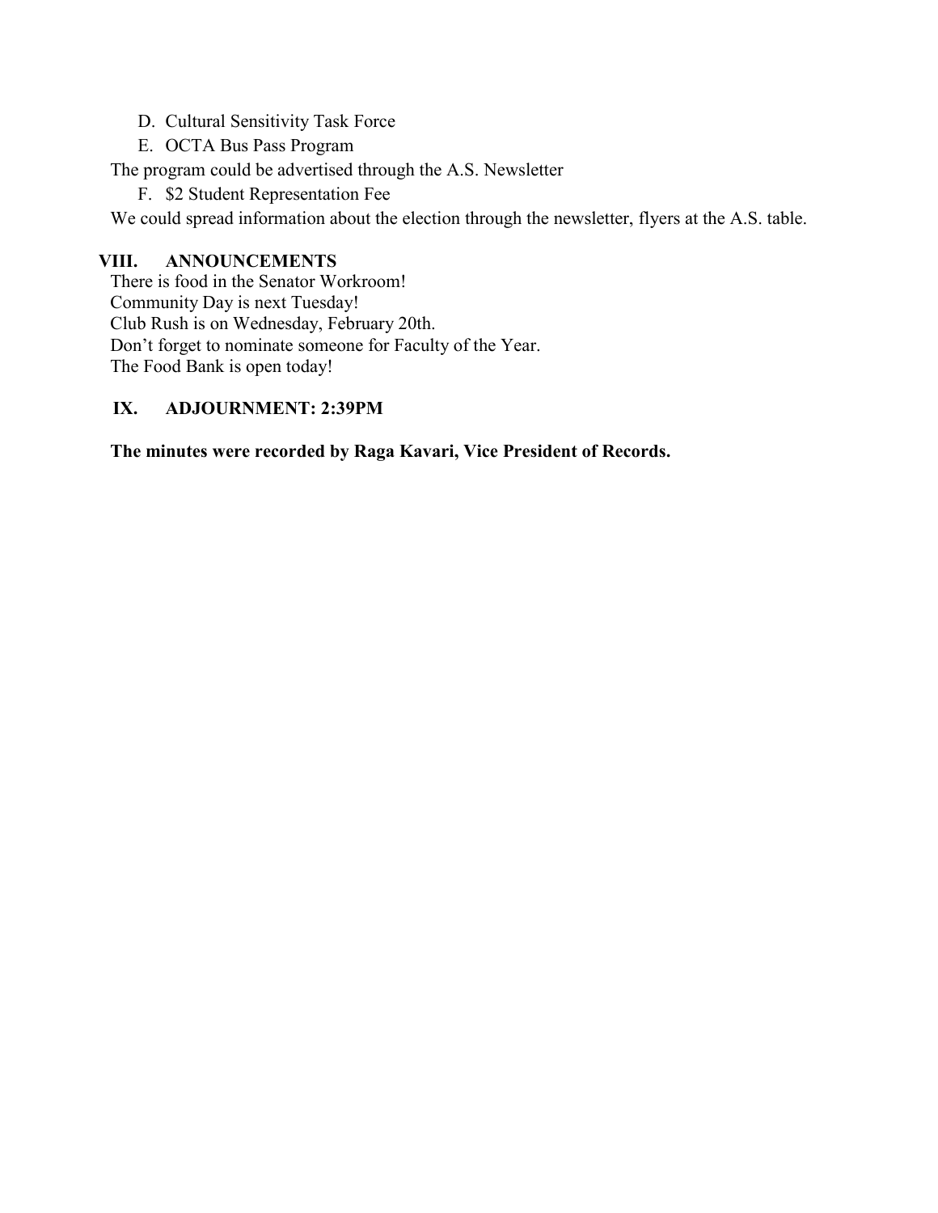D. Cultural Sensitivity Task Force

E. OCTA Bus Pass Program

The program could be advertised through the A.S. Newsletter

F. $2 Student Representation Fee

We could spread information about the election through the newsletter, flyers at the A.S. table.

## VIII. ANNOUNCEMENTS

There is food in the Senator Workroom!
Community Day is next Tuesday!
Club Rush is on Wednesday, February 20th.
Don't forget to nominate someone for Faculty of the Year.
The Food Bank is open today!

## IX. ADJOURNMENT: 2:39PM

**The minutes were recorded by Raga Kavari, Vice President of Records.**